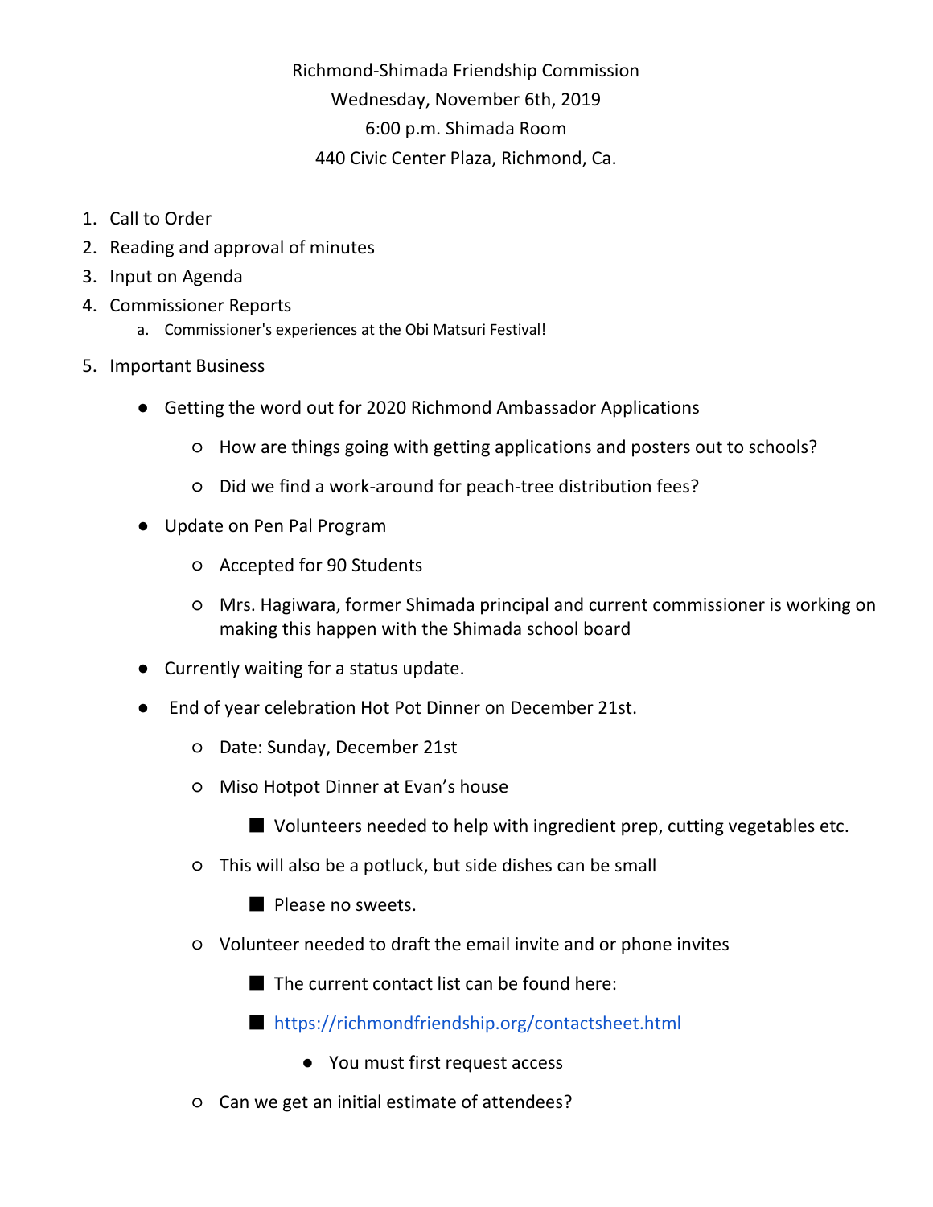Richmond-Shimada Friendship Commission
Wednesday, November 6th, 2019
6:00 p.m. Shimada Room
440 Civic Center Plaza, Richmond, Ca.

1. Call to Order
2. Reading and approval of minutes
3. Input on Agenda
4. Commissioner Reports
    a. Commissioner's experiences at the Obi Matsuri Festival!
5. Important Business
    - Getting the word out for 2020 Richmond Ambassador Applications
        - How are things going with getting applications and posters out to schools?
        - Did we find a work-around for peach-tree distribution fees?
    - Update on Pen Pal Program
        - Accepted for 90 Students
        - Mrs. Hagiwara, former Shimada principal and current commissioner is working on making this happen with the Shimada school board
    - Currently waiting for a status update.
    - End of year celebration Hot Pot Dinner on December 21st.
        - Date: Sunday, December 21st
        - Miso Hotpot Dinner at Evan's house
            - Volunteers needed to help with ingredient prep, cutting vegetables etc.
        - This will also be a potluck, but side dishes can be small
            - Please no sweets.
        - Volunteer needed to draft the email invite and or phone invites
            - The current contact list can be found here:
            - [https://richmondfriendship.org/contactsheet.html](https://richmondfriendship.org/contactsheet.html)
                - You must first request access
        - Can we get an initial estimate of attendees?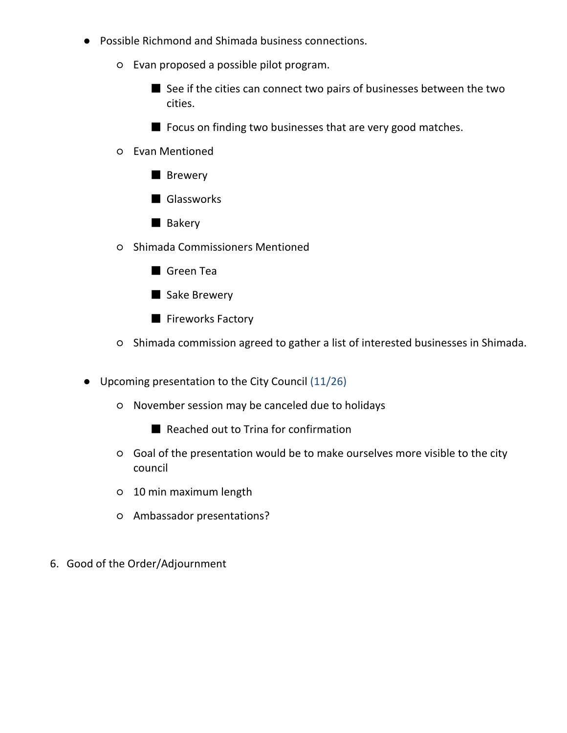- Possible Richmond and Shimada business connections.
    - Evan proposed a possible pilot program.
        - See if the cities can connect two pairs of businesses between the two cities.
        - Focus on finding two businesses that are very good matches.
    - Evan Mentioned
        - Brewery
        - Glassworks
        - Bakery
    - Shimada Commissioners Mentioned
        - Green Tea
        - Sake Brewery
        - Fireworks Factory
    - Shimada commission agreed to gather a list of interested businesses in Shimada.

- Upcoming presentation to the City Council (11/26)
    - November session may be canceled due to holidays
        - Reached out to Trina for confirmation
    - Goal of the presentation would be to make ourselves more visible to the city council
    - 10 min maximum length
    - Ambassador presentations?

6. Good of the Order/Adjournment